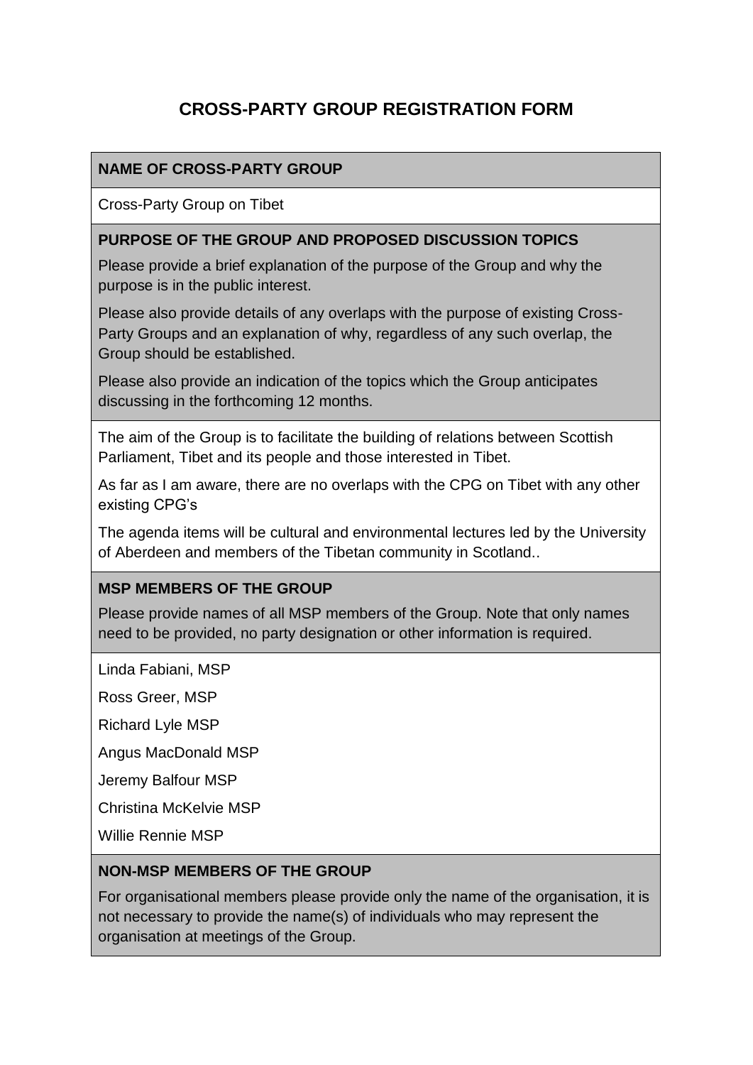# CROSS-PARTY GROUP REGISTRATION FORM

**NAME OF CROSS-PARTY GROUP**

Cross-Party Group on Tibet

**PURPOSE OF THE GROUP AND PROPOSED DISCUSSION TOPICS**

Please provide a brief explanation of the purpose of the Group and why the purpose is in the public interest.

Please also provide details of any overlaps with the purpose of existing Cross-Party Groups and an explanation of why, regardless of any such overlap, the Group should be established.

Please also provide an indication of the topics which the Group anticipates discussing in the forthcoming 12 months.

The aim of the Group is to facilitate the building of relations between Scottish Parliament, Tibet and its people and those interested in Tibet.

As far as I am aware, there are no overlaps with the CPG on Tibet with any other existing CPG's

The agenda items will be cultural and environmental lectures led by the University of Aberdeen and members of the Tibetan community in Scotland..

**MSP MEMBERS OF THE GROUP**

Please provide names of all MSP members of the Group. Note that only names need to be provided, no party designation or other information is required.

Linda Fabiani, MSP

Ross Greer, MSP

Richard Lyle MSP

Angus MacDonald MSP

Jeremy Balfour MSP

Christina McKelvie MSP

Willie Rennie MSP

**NON-MSP MEMBERS OF THE GROUP**

For organisational members please provide only the name of the organisation, it is not necessary to provide the name(s) of individuals who may represent the organisation at meetings of the Group.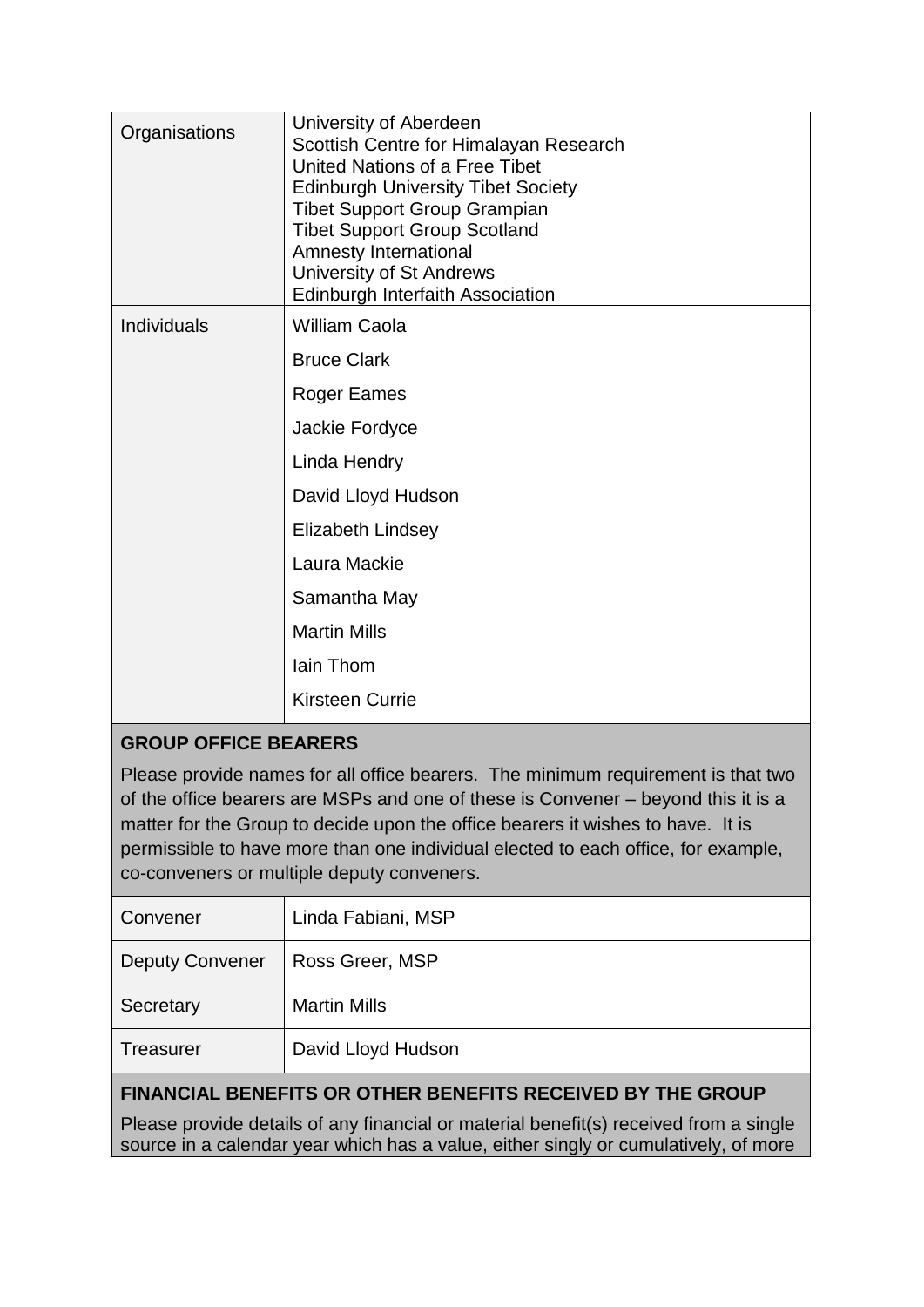| | |
|---|---|
| Organisations | University of Aberdeen<br>Scottish Centre for Himalayan Research<br>United Nations of a Free Tibet<br>Edinburgh University Tibet Society<br>Tibet Support Group Grampian<br>Tibet Support Group Scotland<br>Amnesty International<br>University of St Andrews<br>Edinburgh Interfaith Association |
| Individuals | William Caola<br>Bruce Clark<br>Roger Eames<br>Jackie Fordyce<br>Linda Hendry<br>David Lloyd Hudson<br>Elizabeth Lindsey<br>Laura Mackie<br>Samantha May<br>Martin Mills<br>Iain Thom<br>Kirsteen Currie |

**GROUP OFFICE BEARERS**

Please provide names for all office bearers. The minimum requirement is that two of the office bearers are MSPs and one of these is Convener – beyond this it is a matter for the Group to decide upon the office bearers it wishes to have. It is permissible to have more than one individual elected to each office, for example, co-conveners or multiple deputy conveners.

| | |
|---|---|
| Convener | Linda Fabiani, MSP |
| Deputy Convener | Ross Greer, MSP |
| Secretary | Martin Mills |
| Treasurer | David Lloyd Hudson |

**FINANCIAL BENEFITS OR OTHER BENEFITS RECEIVED BY THE GROUP**

Please provide details of any financial or material benefit(s) received from a single source in a calendar year which has a value, either singly or cumulatively, of more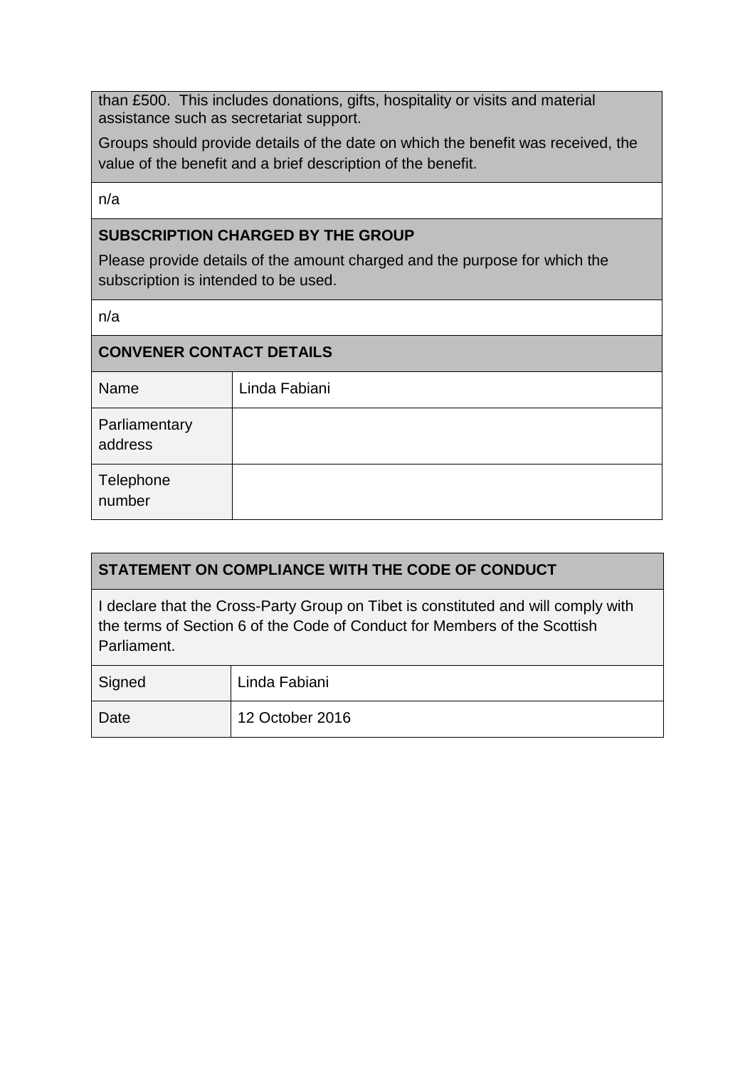than £500. This includes donations, gifts, hospitality or visits and material assistance such as secretariat support.

Groups should provide details of the date on which the benefit was received, the value of the benefit and a brief description of the benefit.

n/a

**SUBSCRIPTION CHARGED BY THE GROUP**

Please provide details of the amount charged and the purpose for which the subscription is intended to be used.

n/a

**CONVENER CONTACT DETAILS**

| | |
|---|---|
| Name | Linda Fabiani |
| Parliamentary address | |
| Telephone number | |

**STATEMENT ON COMPLIANCE WITH THE CODE OF CONDUCT**

I declare that the Cross-Party Group on Tibet is constituted and will comply with the terms of Section 6 of the Code of Conduct for Members of the Scottish Parliament.

| | |
|---|---|
| Signed | Linda Fabiani |
| Date | 12 October 2016 |